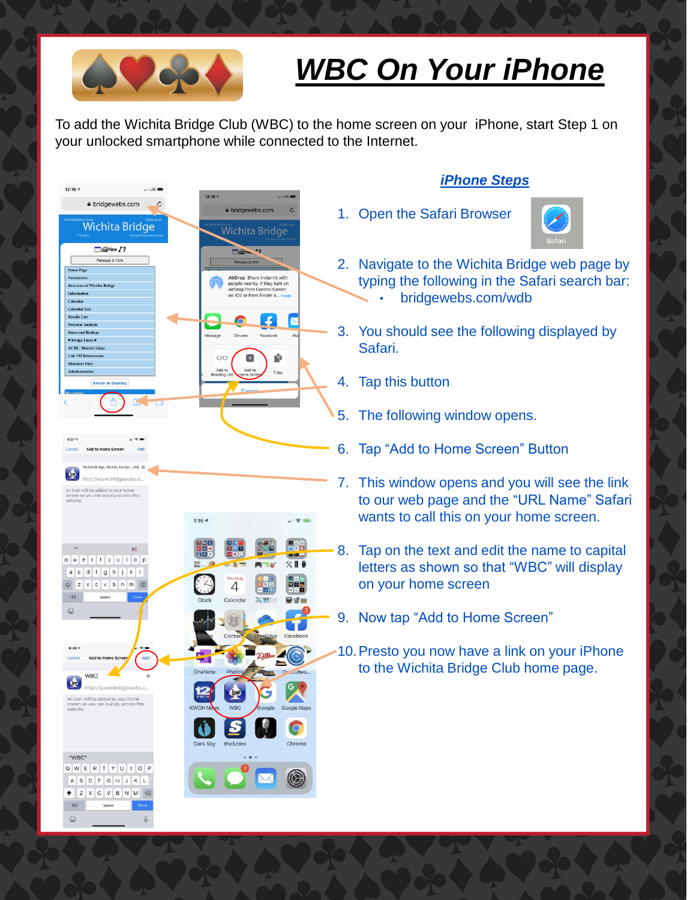# WBC On Your iPhone

To add the Wichita Bridge Club (WBC) to the home screen on your iPhone, start Step 1 on your unlocked smartphone while connected to the Internet.

## iPhone Steps

1. Open the Safari Browser
2. Navigate to the Wichita Bridge web page by typing the following in the Safari search bar:
   - bridgewebs.com/wdb
3. You should see the following displayed by Safari.
4. Tap this button
5. The following window opens.
6. Tap “Add to Home Screen” Button
7. This window opens and you will see the link to our web page and the “URL Name” Safari wants to call this on your home screen.
8. Tap on the text and edit the name to capital letters as shown so that “WBC” will display on your home screen
9. Now tap “Add to Home Screen”
10. Presto you now have a link on your iPhone to the Wichita Bridge Club home page.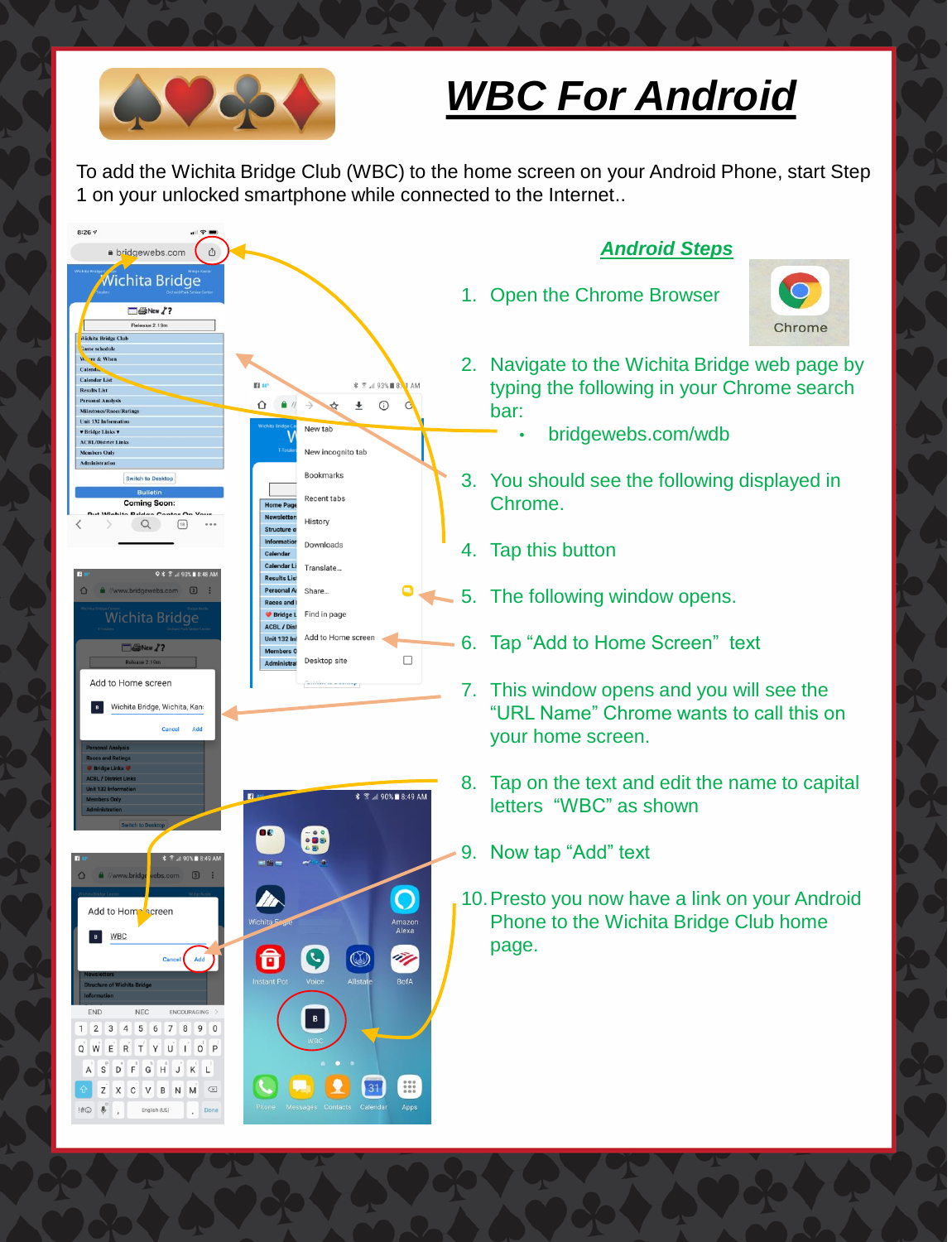# WBC For Android

To add the Wichita Bridge Club (WBC) to the home screen on your Android Phone, start Step 1 on your unlocked smartphone while connected to the Internet..

## Android Steps

1. Open the Chrome Browser
2. Navigate to the Wichita Bridge web page by typing the following in your Chrome search bar:
   - bridgewebs.com/wdb
3. You should see the following displayed in Chrome.
4. Tap this button
5. The following window opens.
6. Tap “Add to Home Screen” text
7. This window opens and you will see the “URL Name” Chrome wants to call this on your home screen.
8. Tap on the text and edit the name to capital letters “WBC” as shown
9. Now tap “Add” text
10. Presto you now have a link on your Android Phone to the Wichita Bridge Club home page.